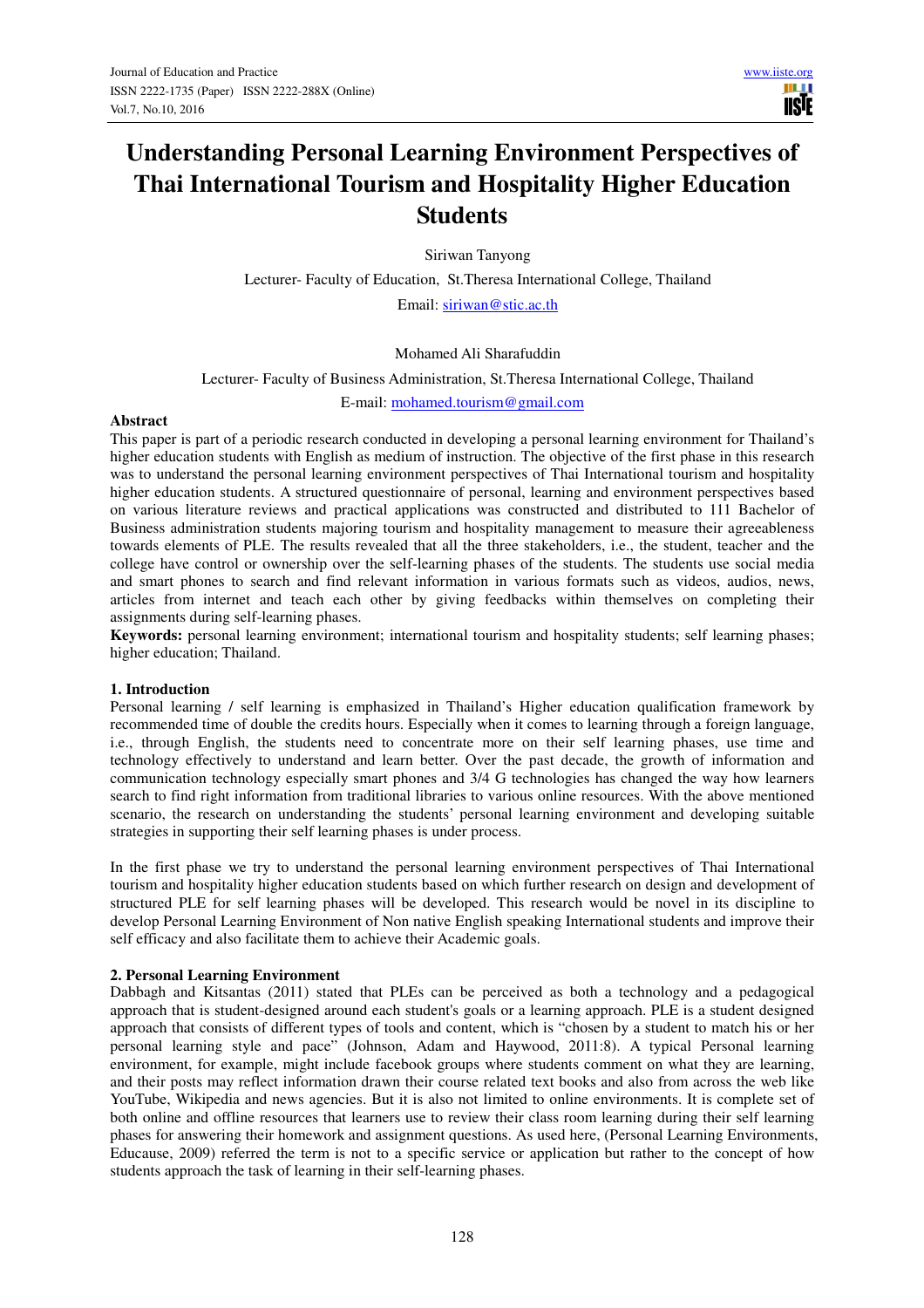# Understanding Personal Learning Environment Perspectives of Thai International Tourism and Hospitality Higher Education Students

Siriwan Tanyong

Lecturer- Faculty of Education, St.Theresa International College, Thailand

Email: siriwan@stic.ac.th

Mohamed Ali Sharafuddin

Lecturer- Faculty of Business Administration, St.Theresa International College, Thailand

E-mail: mohamed.tourism@gmail.com

**Abstract**

This paper is part of a periodic research conducted in developing a personal learning environment for Thailand's higher education students with English as medium of instruction. The objective of the first phase in this research was to understand the personal learning environment perspectives of Thai International tourism and hospitality higher education students. A structured questionnaire of personal, learning and environment perspectives based on various literature reviews and practical applications was constructed and distributed to 111 Bachelor of Business administration students majoring tourism and hospitality management to measure their agreeableness towards elements of PLE. The results revealed that all the three stakeholders, i.e., the student, teacher and the college have control or ownership over the self-learning phases of the students. The students use social media and smart phones to search and find relevant information in various formats such as videos, audios, news, articles from internet and teach each other by giving feedbacks within themselves on completing their assignments during self-learning phases.

**Keywords:** personal learning environment; international tourism and hospitality students; self learning phases; higher education; Thailand.

## 1. Introduction

Personal learning / self learning is emphasized in Thailand's Higher education qualification framework by recommended time of double the credits hours. Especially when it comes to learning through a foreign language, i.e., through English, the students need to concentrate more on their self learning phases, use time and technology effectively to understand and learn better. Over the past decade, the growth of information and communication technology especially smart phones and 3/4 G technologies has changed the way how learners search to find right information from traditional libraries to various online resources. With the above mentioned scenario, the research on understanding the students' personal learning environment and developing suitable strategies in supporting their self learning phases is under process.

In the first phase we try to understand the personal learning environment perspectives of Thai International tourism and hospitality higher education students based on which further research on design and development of structured PLE for self learning phases will be developed. This research would be novel in its discipline to develop Personal Learning Environment of Non native English speaking International students and improve their self efficacy and also facilitate them to achieve their Academic goals.

## 2. Personal Learning Environment

Dabbagh and Kitsantas (2011) stated that PLEs can be perceived as both a technology and a pedagogical approach that is student-designed around each student's goals or a learning approach. PLE is a student designed approach that consists of different types of tools and content, which is "chosen by a student to match his or her personal learning style and pace" (Johnson, Adam and Haywood, 2011:8). A typical Personal learning environment, for example, might include facebook groups where students comment on what they are learning, and their posts may reflect information drawn their course related text books and also from across the web like YouTube, Wikipedia and news agencies. But it is also not limited to online environments. It is complete set of both online and offline resources that learners use to review their class room learning during their self learning phases for answering their homework and assignment questions. As used here, (Personal Learning Environments, Educause, 2009) referred the term is not to a specific service or application but rather to the concept of how students approach the task of learning in their self-learning phases.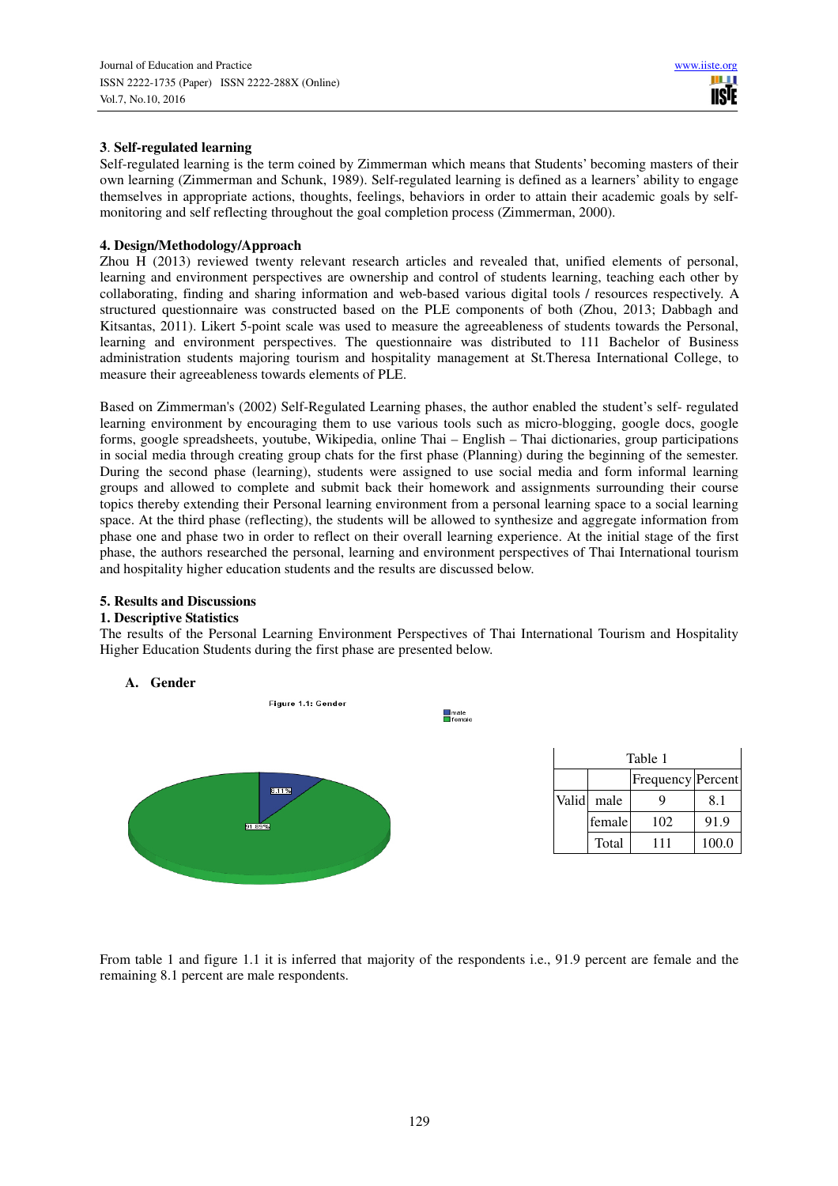### 3. Self-regulated learning

Self-regulated learning is the term coined by Zimmerman which means that Students' becoming masters of their own learning (Zimmerman and Schunk, 1989). Self-regulated learning is defined as a learners' ability to engage themselves in appropriate actions, thoughts, feelings, behaviors in order to attain their academic goals by self-monitoring and self reflecting throughout the goal completion process (Zimmerman, 2000).

### 4. Design/Methodology/Approach

Zhou H (2013) reviewed twenty relevant research articles and revealed that, unified elements of personal, learning and environment perspectives are ownership and control of students learning, teaching each other by collaborating, finding and sharing information and web-based various digital tools / resources respectively. A structured questionnaire was constructed based on the PLE components of both (Zhou, 2013; Dabbagh and Kitsantas, 2011). Likert 5-point scale was used to measure the agreeableness of students towards the Personal, learning and environment perspectives. The questionnaire was distributed to 111 Bachelor of Business administration students majoring tourism and hospitality management at St.Theresa International College, to measure their agreeableness towards elements of PLE.

Based on Zimmerman's (2002) Self-Regulated Learning phases, the author enabled the student's self- regulated learning environment by encouraging them to use various tools such as micro-blogging, google docs, google forms, google spreadsheets, youtube, Wikipedia, online Thai – English – Thai dictionaries, group participations in social media through creating group chats for the first phase (Planning) during the beginning of the semester. During the second phase (learning), students were assigned to use social media and form informal learning groups and allowed to complete and submit back their homework and assignments surrounding their course topics thereby extending their Personal learning environment from a personal learning space to a social learning space. At the third phase (reflecting), the students will be allowed to synthesize and aggregate information from phase one and phase two in order to reflect on their overall learning experience. At the initial stage of the first phase, the authors researched the personal, learning and environment perspectives of Thai International tourism and hospitality higher education students and the results are discussed below.

### 5. Results and Discussions

#### 1. Descriptive Statistics

The results of the Personal Learning Environment Perspectives of Thai International Tourism and Hospitality Higher Education Students during the first phase are presented below.

**A. Gender**

Figure 1.1: Gender

Table 1

| | | Frequency | Percent |
|---|---|---|---|
| Valid | male | 9 | 8.1 |
| | female | 102 | 91.9 |
| | Total | 111 | 100.0 |

From table 1 and figure 1.1 it is inferred that majority of the respondents i.e., 91.9 percent are female and the remaining 8.1 percent are male respondents.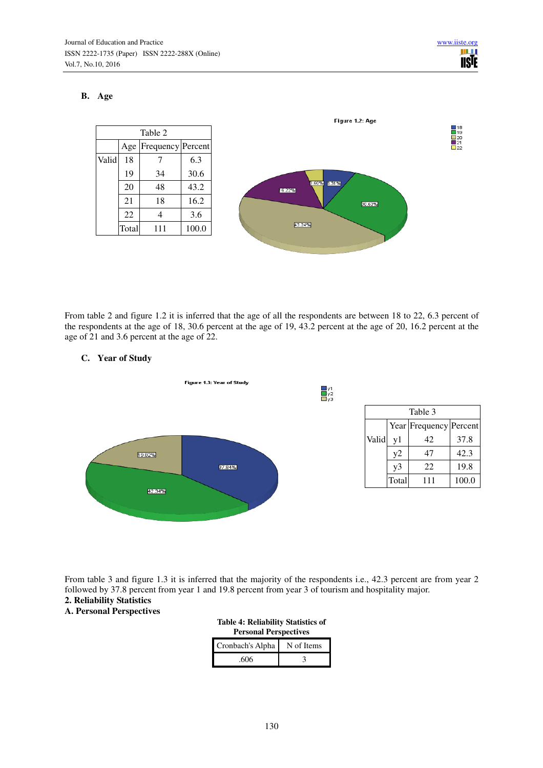### B. Age

| Table 2 | | | |
|---|---|---|---|
| | Age | Frequency | Percent |
| Valid | 18 | 7 | 6.3 |
| | 19 | 34 | 30.6 |
| | 20 | 48 | 43.2 |
| | 21 | 18 | 16.2 |
| | 22 | 4 | 3.6 |
| | Total | 111 | 100.0 |

Figure 1.2: Age

From table 2 and figure 1.2 it is inferred that the age of all the respondents are between 18 to 22, 6.3 percent of the respondents at the age of 18, 30.6 percent at the age of 19, 43.2 percent at the age of 20, 16.2 percent at the age of 21 and 3.6 percent at the age of 22.

### C. Year of Study

Figure 1.3: Year of Study

| Table 3 | | | |
|---|---|---|---|
| | Year | Frequency | Percent |
| Valid | y1 | 42 | 37.8 |
| | y2 | 47 | 42.3 |
| | y3 | 22 | 19.8 |
| | Total | 111 | 100.0 |

From table 3 and figure 1.3 it is inferred that the majority of the respondents i.e., 42.3 percent are from year 2 followed by 37.8 percent from year 1 and 19.8 percent from year 3 of tourism and hospitality major.

**2. Reliability Statistics**

**A. Personal Perspectives**

**Table 4: Reliability Statistics of Personal Perspectives**

| Cronbach's Alpha | N of Items |
|---|---|
| .606 | 3 |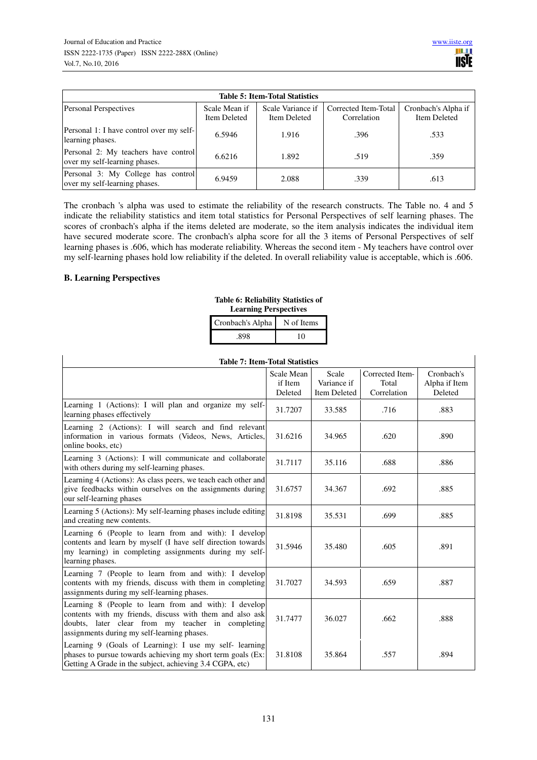**Table 5: Item-Total Statistics**

| Personal Perspectives | Scale Mean if Item Deleted | Scale Variance if Item Deleted | Corrected Item-Total Correlation | Cronbach's Alpha if Item Deleted |
|---|---|---|---|---|
| Personal 1: I have control over my self-learning phases. | 6.5946 | 1.916 | .396 | .533 |
| Personal 2: My teachers have control over my self-learning phases. | 6.6216 | 1.892 | .519 | .359 |
| Personal 3: My College has control over my self-learning phases. | 6.9459 | 2.088 | .339 | .613 |

The cronbach 's alpha was used to estimate the reliability of the research constructs. The Table no. 4 and 5 indicate the reliability statistics and item total statistics for Personal Perspectives of self learning phases. The scores of cronbach's alpha if the items deleted are moderate, so the item analysis indicates the individual item have secured moderate score. The cronbach's alpha score for all the 3 items of Personal Perspectives of self learning phases is .606, which has moderate reliability. Whereas the second item - My teachers have control over my self-learning phases hold low reliability if the deleted. In overall reliability value is acceptable, which is .606.

## B. Learning Perspectives

**Table 6: Reliability Statistics of Learning Perspectives**

| Cronbach's Alpha | N of Items |
|---|---|
| .898 | 10 |

**Table 7: Item-Total Statistics**

| | Scale Mean if Item Deleted | Scale Variance if Item Deleted | Corrected Item-Total Correlation | Cronbach's Alpha if Item Deleted |
|---|---|---|---|---|
| Learning 1 (Actions): I will plan and organize my self-learning phases effectively | 31.7207 | 33.585 | .716 | .883 |
| Learning 2 (Actions): I will search and find relevant information in various formats (Videos, News, Articles, online books, etc) | 31.6216 | 34.965 | .620 | .890 |
| Learning 3 (Actions): I will communicate and collaborate with others during my self-learning phases. | 31.7117 | 35.116 | .688 | .886 |
| Learning 4 (Actions): As class peers, we teach each other and give feedbacks within ourselves on the assignments during our self-learning phases | 31.6757 | 34.367 | .692 | .885 |
| Learning 5 (Actions): My self-learning phases include editing and creating new contents. | 31.8198 | 35.531 | .699 | .885 |
| Learning 6 (People to learn from and with): I develop contents and learn by myself (I have self direction towards my learning) in completing assignments during my self-learning phases. | 31.5946 | 35.480 | .605 | .891 |
| Learning 7 (People to learn from and with): I develop contents with my friends, discuss with them in completing assignments during my self-learning phases. | 31.7027 | 34.593 | .659 | .887 |
| Learning 8 (People to learn from and with): I develop contents with my friends, discuss with them and also ask doubts, later clear from my teacher in completing assignments during my self-learning phases. | 31.7477 | 36.027 | .662 | .888 |
| Learning 9 (Goals of Learning): I use my self- learning phases to pursue towards achieving my short term goals (Ex: Getting A Grade in the subject, achieving 3.4 CGPA, etc) | 31.8108 | 35.864 | .557 | .894 |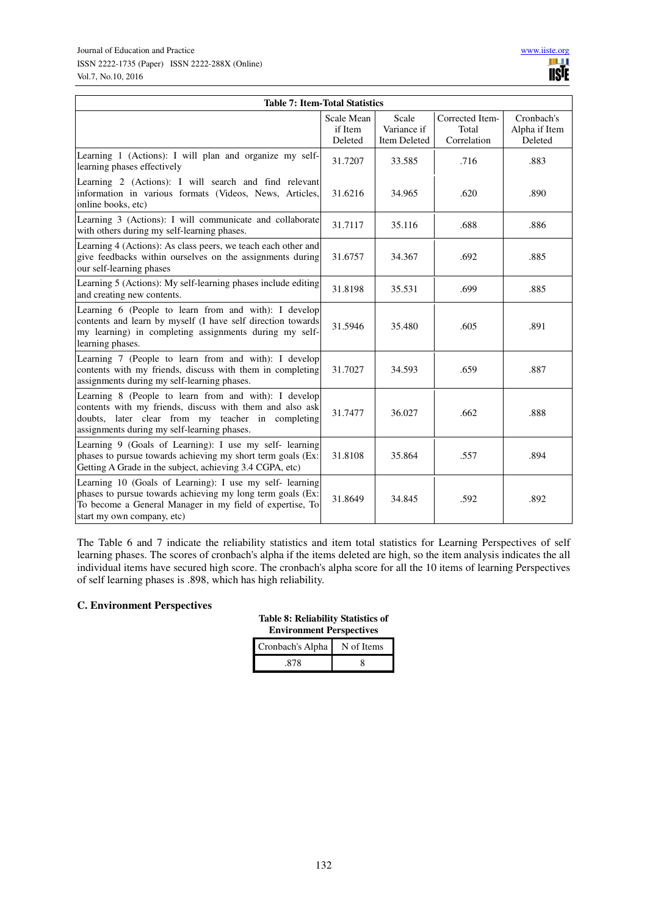**Table 7: Item-Total Statistics**

| | Scale Mean if Item Deleted | Scale Variance if Item Deleted | Corrected Item-Total Correlation | Cronbach's Alpha if Item Deleted |
|---|---|---|---|---|
| Learning 1 (Actions): I will plan and organize my self-learning phases effectively | 31.7207 | 33.585 | .716 | .883 |
| Learning 2 (Actions): I will search and find relevant information in various formats (Videos, News, Articles, online books, etc) | 31.6216 | 34.965 | .620 | .890 |
| Learning 3 (Actions): I will communicate and collaborate with others during my self-learning phases. | 31.7117 | 35.116 | .688 | .886 |
| Learning 4 (Actions): As class peers, we teach each other and give feedbacks within ourselves on the assignments during our self-learning phases | 31.6757 | 34.367 | .692 | .885 |
| Learning 5 (Actions): My self-learning phases include editing and creating new contents. | 31.8198 | 35.531 | .699 | .885 |
| Learning 6 (People to learn from and with): I develop contents and learn by myself (I have self direction towards my learning) in completing assignments during my self-learning phases. | 31.5946 | 35.480 | .605 | .891 |
| Learning 7 (People to learn from and with): I develop contents with my friends, discuss with them in completing assignments during my self-learning phases. | 31.7027 | 34.593 | .659 | .887 |
| Learning 8 (People to learn from and with): I develop contents with my friends, discuss with them and also ask doubts, later clear from my teacher in completing assignments during my self-learning phases. | 31.7477 | 36.027 | .662 | .888 |
| Learning 9 (Goals of Learning): I use my self- learning phases to pursue towards achieving my short term goals (Ex: Getting A Grade in the subject, achieving 3.4 CGPA, etc) | 31.8108 | 35.864 | .557 | .894 |
| Learning 10 (Goals of Learning): I use my self- learning phases to pursue towards achieving my long term goals (Ex: To become a General Manager in my field of expertise, To start my own company, etc) | 31.8649 | 34.845 | .592 | .892 |

The Table 6 and 7 indicate the reliability statistics and item total statistics for Learning Perspectives of self learning phases. The scores of cronbach's alpha if the items deleted are high, so the item analysis indicates the all individual items have secured high score. The cronbach's alpha score for all the 10 items of learning Perspectives of self learning phases is .898, which has high reliability.

### C. Environment Perspectives

**Table 8: Reliability Statistics of Environment Perspectives**

| Cronbach's Alpha | N of Items |
|---|---|
| .878 | 8 |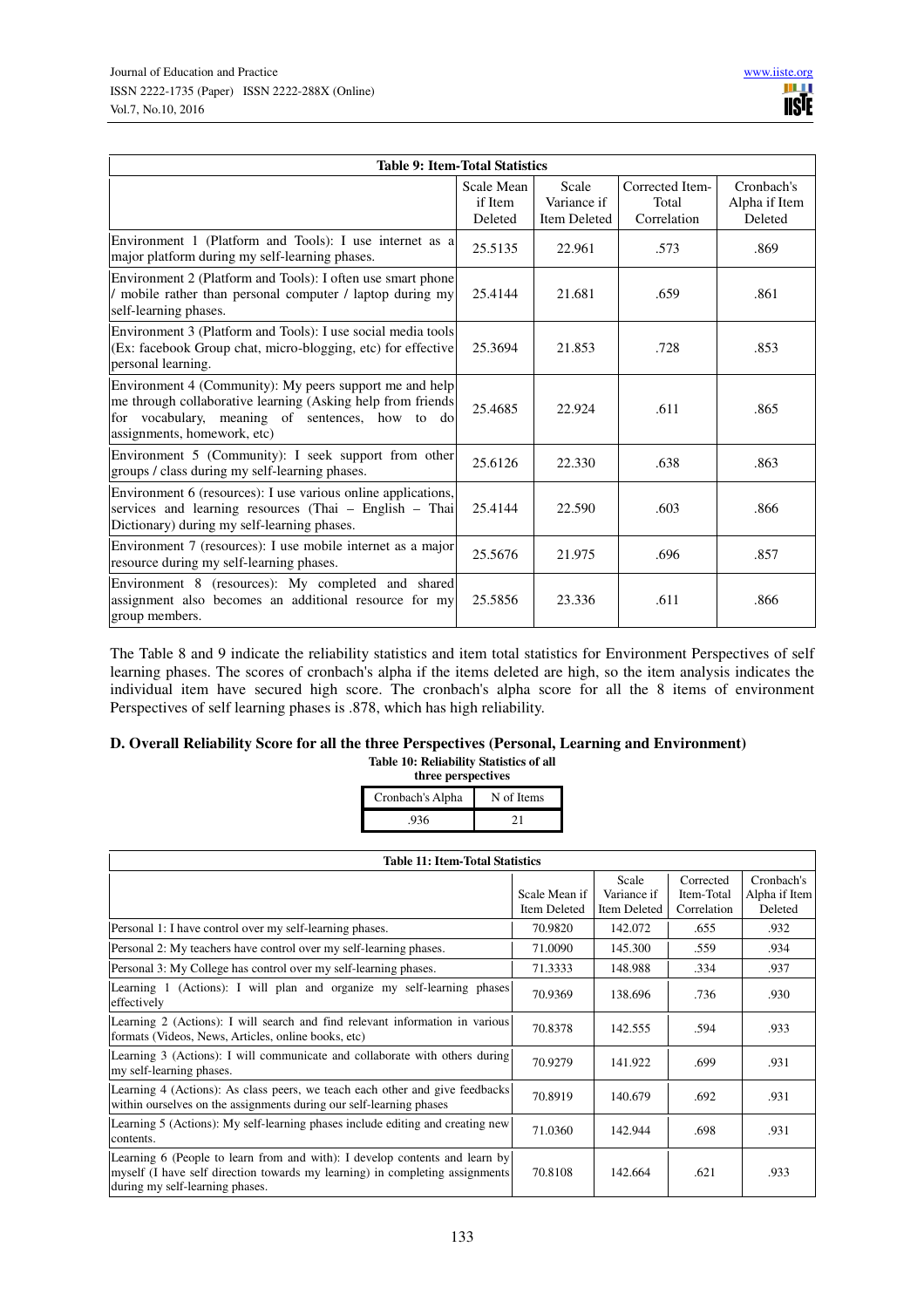| Table 9: Item-Total Statistics | | | | |
|---|---|---|---|---|
| | Scale Mean if Item Deleted | Scale Variance if Item Deleted | Corrected Item-Total Correlation | Cronbach's Alpha if Item Deleted |
| Environment 1 (Platform and Tools): I use internet as a major platform during my self-learning phases. | 25.5135 | 22.961 | .573 | .869 |
| Environment 2 (Platform and Tools): I often use smart phone / mobile rather than personal computer / laptop during my self-learning phases. | 25.4144 | 21.681 | .659 | .861 |
| Environment 3 (Platform and Tools): I use social media tools (Ex: facebook Group chat, micro-blogging, etc) for effective personal learning. | 25.3694 | 21.853 | .728 | .853 |
| Environment 4 (Community): My peers support me and help me through collaborative learning (Asking help from friends for vocabulary, meaning of sentences, how to do assignments, homework, etc) | 25.4685 | 22.924 | .611 | .865 |
| Environment 5 (Community): I seek support from other groups / class during my self-learning phases. | 25.6126 | 22.330 | .638 | .863 |
| Environment 6 (resources): I use various online applications, services and learning resources (Thai – English – Thai Dictionary) during my self-learning phases. | 25.4144 | 22.590 | .603 | .866 |
| Environment 7 (resources): I use mobile internet as a major resource during my self-learning phases. | 25.5676 | 21.975 | .696 | .857 |
| Environment 8 (resources): My completed and shared assignment also becomes an additional resource for my group members. | 25.5856 | 23.336 | .611 | .866 |

The Table 8 and 9 indicate the reliability statistics and item total statistics for Environment Perspectives of self learning phases. The scores of cronbach's alpha if the items deleted are high, so the item analysis indicates the individual item have secured high score. The cronbach's alpha score for all the 8 items of environment Perspectives of self learning phases is .878, which has high reliability.

### D. Overall Reliability Score for all the three Perspectives (Personal, Learning and Environment)

**Table 10: Reliability Statistics of all three perspectives**

| Cronbach's Alpha | N of Items |
|---|---|
| .936 | 21 |

| Table 11: Item-Total Statistics | | | | |
|---|---|---|---|---|
| | Scale Mean if Item Deleted | Scale Variance if Item Deleted | Corrected Item-Total Correlation | Cronbach's Alpha if Item Deleted |
| Personal 1: I have control over my self-learning phases. | 70.9820 | 142.072 | .655 | .932 |
| Personal 2: My teachers have control over my self-learning phases. | 71.0090 | 145.300 | .559 | .934 |
| Personal 3: My College has control over my self-learning phases. | 71.3333 | 148.988 | .334 | .937 |
| Learning 1 (Actions): I will plan and organize my self-learning phases effectively | 70.9369 | 138.696 | .736 | .930 |
| Learning 2 (Actions): I will search and find relevant information in various formats (Videos, News, Articles, online books, etc) | 70.8378 | 142.555 | .594 | .933 |
| Learning 3 (Actions): I will communicate and collaborate with others during my self-learning phases. | 70.9279 | 141.922 | .699 | .931 |
| Learning 4 (Actions): As class peers, we teach each other and give feedbacks within ourselves on the assignments during our self-learning phases | 70.8919 | 140.679 | .692 | .931 |
| Learning 5 (Actions): My self-learning phases include editing and creating new contents. | 71.0360 | 142.944 | .698 | .931 |
| Learning 6 (People to learn from and with): I develop contents and learn by myself (I have self direction towards my learning) in completing assignments during my self-learning phases. | 70.8108 | 142.664 | .621 | .933 |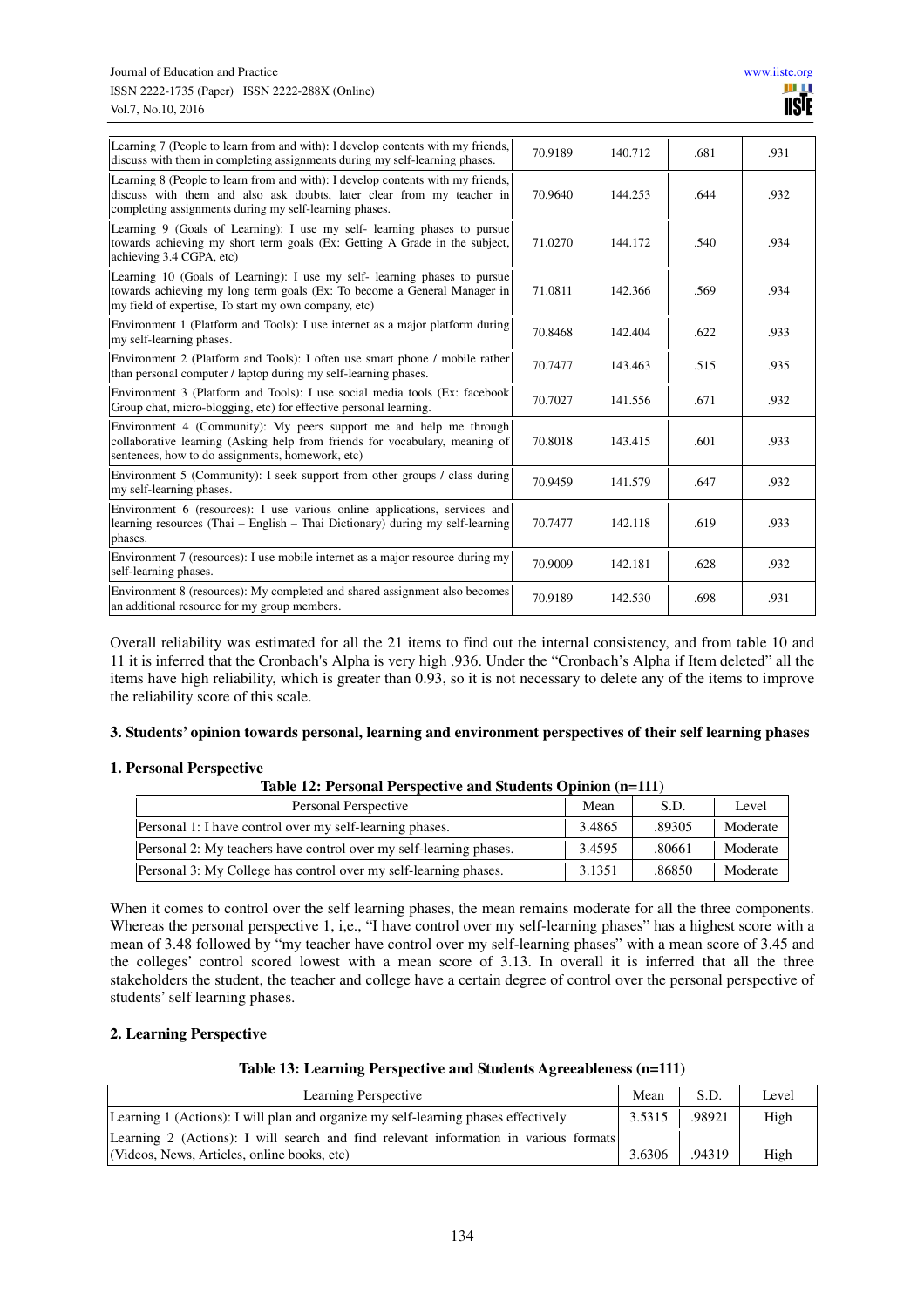| Learning 7 (People to learn from and with): I develop contents with my friends, discuss with them in completing assignments during my self-learning phases. | 70.9189 | 140.712 | .681 | .931 |
|---|---|---|---|---|
| Learning 8 (People to learn from and with): I develop contents with my friends, discuss with them and also ask doubts, later clear from my teacher in completing assignments during my self-learning phases. | 70.9640 | 144.253 | .644 | .932 |
| Learning 9 (Goals of Learning): I use my self- learning phases to pursue towards achieving my short term goals (Ex: Getting A Grade in the subject, achieving 3.4 CGPA, etc) | 71.0270 | 144.172 | .540 | .934 |
| Learning 10 (Goals of Learning): I use my self- learning phases to pursue towards achieving my long term goals (Ex: To become a General Manager in my field of expertise, To start my own company, etc) | 71.0811 | 142.366 | .569 | .934 |
| Environment 1 (Platform and Tools): I use internet as a major platform during my self-learning phases. | 70.8468 | 142.404 | .622 | .933 |
| Environment 2 (Platform and Tools): I often use smart phone / mobile rather than personal computer / laptop during my self-learning phases. | 70.7477 | 143.463 | .515 | .935 |
| Environment 3 (Platform and Tools): I use social media tools (Ex: facebook Group chat, micro-blogging, etc) for effective personal learning. | 70.7027 | 141.556 | .671 | .932 |
| Environment 4 (Community): My peers support me and help me through collaborative learning (Asking help from friends for vocabulary, meaning of sentences, how to do assignments, homework, etc) | 70.8018 | 143.415 | .601 | .933 |
| Environment 5 (Community): I seek support from other groups / class during my self-learning phases. | 70.9459 | 141.579 | .647 | .932 |
| Environment 6 (resources): I use various online applications, services and learning resources (Thai – English – Thai Dictionary) during my self-learning phases. | 70.7477 | 142.118 | .619 | .933 |
| Environment 7 (resources): I use mobile internet as a major resource during my self-learning phases. | 70.9009 | 142.181 | .628 | .932 |
| Environment 8 (resources): My completed and shared assignment also becomes an additional resource for my group members. | 70.9189 | 142.530 | .698 | .931 |

Overall reliability was estimated for all the 21 items to find out the internal consistency, and from table 10 and 11 it is inferred that the Cronbach's Alpha is very high .936. Under the "Cronbach's Alpha if Item deleted" all the items have high reliability, which is greater than 0.93, so it is not necessary to delete any of the items to improve the reliability score of this scale.

## 3. Students' opinion towards personal, learning and environment perspectives of their self learning phases

### 1. Personal Perspective

**Table 12: Personal Perspective and Students Opinion (n=111)**

| Personal Perspective | Mean | S.D. | Level |
|---|---|---|---|
| Personal 1: I have control over my self-learning phases. | 3.4865 | .89305 | Moderate |
| Personal 2: My teachers have control over my self-learning phases. | 3.4595 | .80661 | Moderate |
| Personal 3: My College has control over my self-learning phases. | 3.1351 | .86850 | Moderate |

When it comes to control over the self learning phases, the mean remains moderate for all the three components. Whereas the personal perspective 1, i,e., "I have control over my self-learning phases" has a highest score with a mean of 3.48 followed by "my teacher have control over my self-learning phases" with a mean score of 3.45 and the colleges' control scored lowest with a mean score of 3.13. In overall it is inferred that all the three stakeholders the student, the teacher and college have a certain degree of control over the personal perspective of students' self learning phases.

### 2. Learning Perspective

**Table 13: Learning Perspective and Students Agreeableness (n=111)**

| Learning Perspective | Mean | S.D. | Level |
|---|---|---|---|
| Learning 1 (Actions): I will plan and organize my self-learning phases effectively | 3.5315 | .98921 | High |
| Learning 2 (Actions): I will search and find relevant information in various formats (Videos, News, Articles, online books, etc) | 3.6306 | .94319 | High |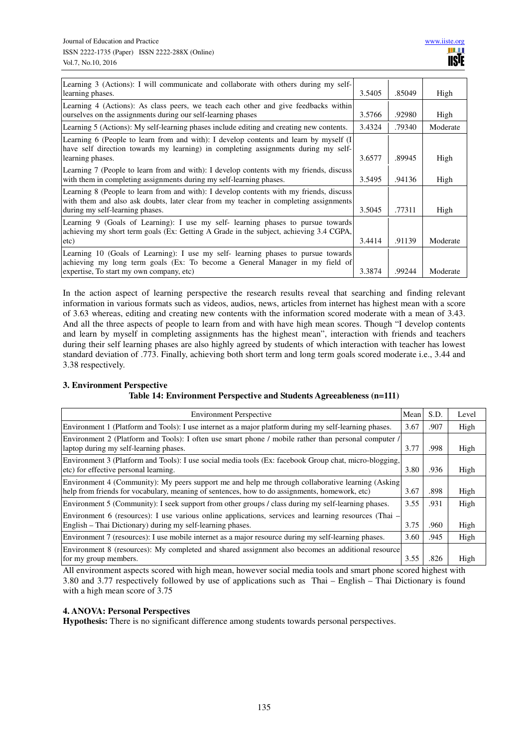| | | | |
|---|---|---|---|
| Learning 3 (Actions): I will communicate and collaborate with others during my self-learning phases. | 3.5405 | .85049 | High |
| Learning 4 (Actions): As class peers, we teach each other and give feedbacks within ourselves on the assignments during our self-learning phases | 3.5766 | .92980 | High |
| Learning 5 (Actions): My self-learning phases include editing and creating new contents. | 3.4324 | .79340 | Moderate |
| Learning 6 (People to learn from and with): I develop contents and learn by myself (I have self direction towards my learning) in completing assignments during my self-learning phases. | 3.6577 | .89945 | High |
| Learning 7 (People to learn from and with): I develop contents with my friends, discuss with them in completing assignments during my self-learning phases. | 3.5495 | .94136 | High |
| Learning 8 (People to learn from and with): I develop contents with my friends, discuss with them and also ask doubts, later clear from my teacher in completing assignments during my self-learning phases. | 3.5045 | .77311 | High |
| Learning 9 (Goals of Learning): I use my self- learning phases to pursue towards achieving my short term goals (Ex: Getting A Grade in the subject, achieving 3.4 CGPA, etc) | 3.4414 | .91139 | Moderate |
| Learning 10 (Goals of Learning): I use my self- learning phases to pursue towards achieving my long term goals (Ex: To become a General Manager in my field of expertise, To start my own company, etc) | 3.3874 | .99244 | Moderate |

In the action aspect of learning perspective the research results reveal that searching and finding relevant information in various formats such as videos, audios, news, articles from internet has highest mean with a score of 3.63 whereas, editing and creating new contents with the information scored moderate with a mean of 3.43. And all the three aspects of people to learn from and with have high mean scores. Though "I develop contents and learn by myself in completing assignments has the highest mean", interaction with friends and teachers during their self learning phases are also highly agreed by students of which interaction with teacher has lowest standard deviation of .773. Finally, achieving both short term and long term goals scored moderate i.e., 3.44 and 3.38 respectively.

### 3. Environment Perspective

**Table 14: Environment Perspective and Students Agreeableness (n=111)**

| Environment Perspective | Mean | S.D. | Level |
|---|---|---|---|
| Environment 1 (Platform and Tools): I use internet as a major platform during my self-learning phases. | 3.67 | .907 | High |
| Environment 2 (Platform and Tools): I often use smart phone / mobile rather than personal computer / laptop during my self-learning phases. | 3.77 | .998 | High |
| Environment 3 (Platform and Tools): I use social media tools (Ex: facebook Group chat, micro-blogging, etc) for effective personal learning. | 3.80 | .936 | High |
| Environment 4 (Community): My peers support me and help me through collaborative learning (Asking help from friends for vocabulary, meaning of sentences, how to do assignments, homework, etc) | 3.67 | .898 | High |
| Environment 5 (Community): I seek support from other groups / class during my self-learning phases. | 3.55 | .931 | High |
| Environment 6 (resources): I use various online applications, services and learning resources (Thai – English – Thai Dictionary) during my self-learning phases. | 3.75 | .960 | High |
| Environment 7 (resources): I use mobile internet as a major resource during my self-learning phases. | 3.60 | .945 | High |
| Environment 8 (resources): My completed and shared assignment also becomes an additional resource for my group members. | 3.55 | .826 | High |

All environment aspects scored with high mean, however social media tools and smart phone scored highest with 3.80 and 3.77 respectively followed by use of applications such as Thai – English – Thai Dictionary is found with a high mean score of 3.75

### 4. ANOVA: Personal Perspectives

**Hypothesis:** There is no significant difference among students towards personal perspectives.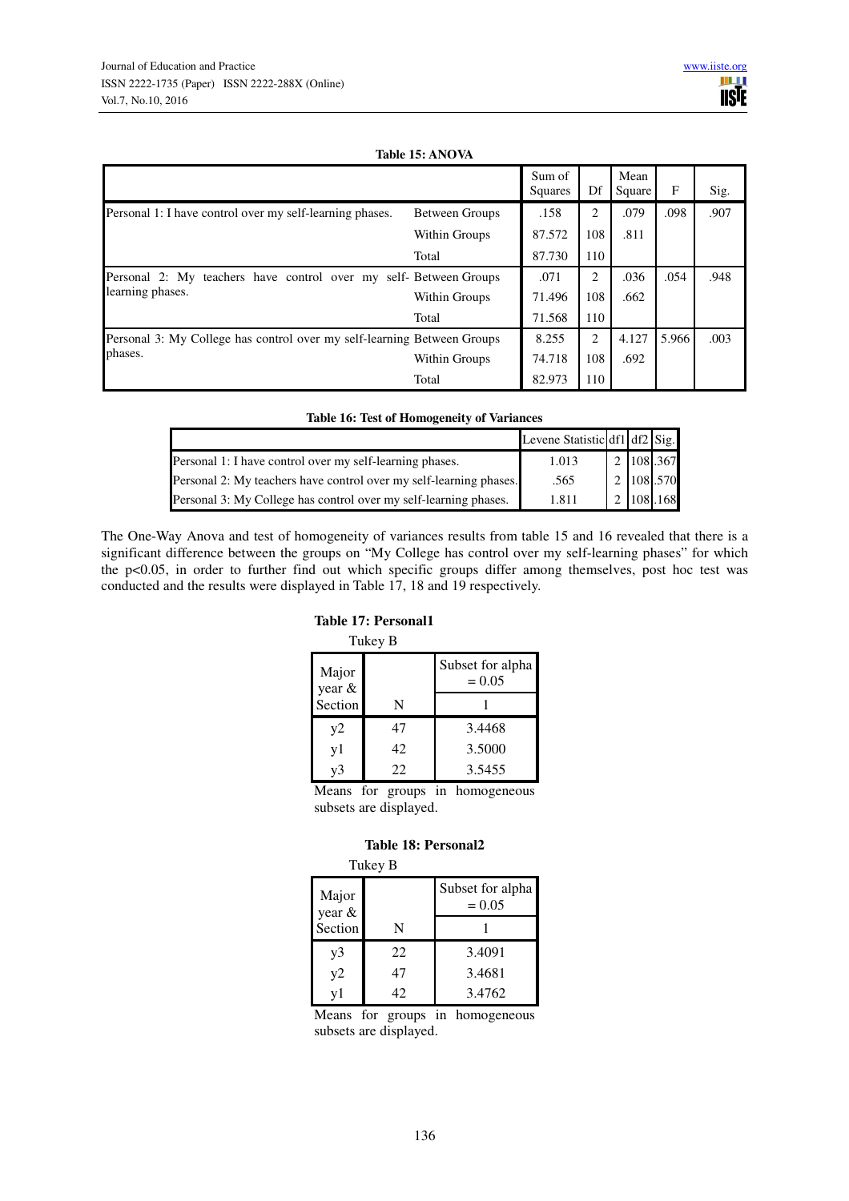**Table 15: ANOVA**

| | | Sum of Squares | Df | Mean Square | F | Sig. |
|---|---|---|---|---|---|---|
| Personal 1: I have control over my self-learning phases. | Between Groups | .158 | 2 | .079 | .098 | .907 |
| | Within Groups | 87.572 | 108 | .811 | | |
| | Total | 87.730 | 110 | | | |
| Personal 2: My teachers have control over my self-learning phases. | Between Groups | .071 | 2 | .036 | .054 | .948 |
| | Within Groups | 71.496 | 108 | .662 | | |
| | Total | 71.568 | 110 | | | |
| Personal 3: My College has control over my self-learning phases. | Between Groups | 8.255 | 2 | 4.127 | 5.966 | .003 |
| | Within Groups | 74.718 | 108 | .692 | | |
| | Total | 82.973 | 110 | | | |

**Table 16: Test of Homogeneity of Variances**

| | Levene Statistic | df1 | df2 | Sig. |
|---|---|---|---|---|
| Personal 1: I have control over my self-learning phases. | 1.013 | 2 | 108 | .367 |
| Personal 2: My teachers have control over my self-learning phases. | .565 | 2 | 108 | .570 |
| Personal 3: My College has control over my self-learning phases. | 1.811 | 2 | 108 | .168 |

The One-Way Anova and test of homogeneity of variances results from table 15 and 16 revealed that there is a significant difference between the groups on "My College has control over my self-learning phases" for which the $p<0.05$, in order to further find out which specific groups differ among themselves, post hoc test was conducted and the results were displayed in Table 17, 18 and 19 respectively.

**Table 17: Personal1**

Tukey B

| Major year & Section | N | Subset for alpha = 0.05 |
|---|---|---|
| | | 1 |
| y2 | 47 | 3.4468 |
| y1 | 42 | 3.5000 |
| y3 | 22 | 3.5455 |

Means for groups in homogeneous subsets are displayed.

**Table 18: Personal2**

Tukey B

| Major year & Section | N | Subset for alpha = 0.05 |
|---|---|---|
| | | 1 |
| y3 | 22 | 3.4091 |
| y2 | 47 | 3.4681 |
| y1 | 42 | 3.4762 |

Means for groups in homogeneous subsets are displayed.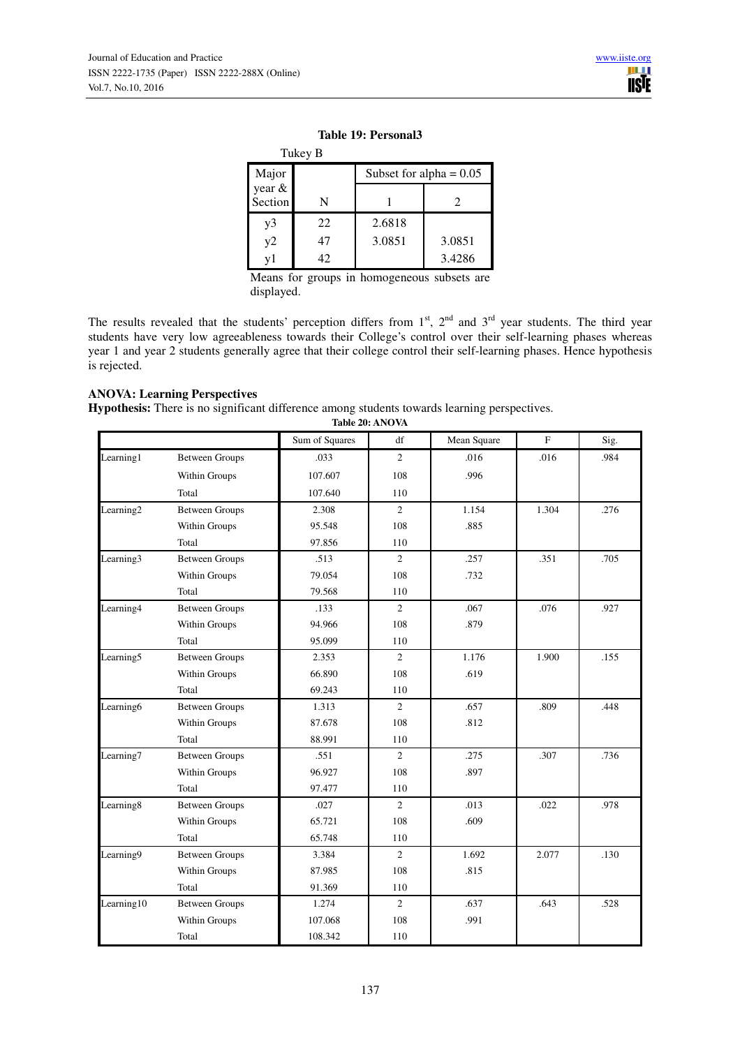**Table 19: Personal3**

Tukey B

| Major year & Section | N | Subset for alpha = 0.05 | |
|---|---|---|---|
| | | 1 | 2 |
| y3 | 22 | 2.6818 | |
| y2 | 47 | 3.0851 | 3.0851 |
| y1 | 42 | | 3.4286 |

Means for groups in homogeneous subsets are displayed.

The results revealed that the students' perception differs from 1st, 2nd and 3rd year students. The third year students have very low agreeableness towards their College's control over their self-learning phases whereas year 1 and year 2 students generally agree that their college control their self-learning phases. Hence hypothesis is rejected.

**ANOVA: Learning Perspectives**

**Hypothesis:** There is no significant difference among students towards learning perspectives.

**Table 20: ANOVA**

| | | Sum of Squares | df | Mean Square | F | Sig. |
|---|---|---|---|---|---|---|
| Learning1 | Between Groups | .033 | 2 | .016 | .016 | .984 |
| | Within Groups | 107.607 | 108 | .996 | | |
| | Total | 107.640 | 110 | | | |
| Learning2 | Between Groups | 2.308 | 2 | 1.154 | 1.304 | .276 |
| | Within Groups | 95.548 | 108 | .885 | | |
| | Total | 97.856 | 110 | | | |
| Learning3 | Between Groups | .513 | 2 | .257 | .351 | .705 |
| | Within Groups | 79.054 | 108 | .732 | | |
| | Total | 79.568 | 110 | | | |
| Learning4 | Between Groups | .133 | 2 | .067 | .076 | .927 |
| | Within Groups | 94.966 | 108 | .879 | | |
| | Total | 95.099 | 110 | | | |
| Learning5 | Between Groups | 2.353 | 2 | 1.176 | 1.900 | .155 |
| | Within Groups | 66.890 | 108 | .619 | | |
| | Total | 69.243 | 110 | | | |
| Learning6 | Between Groups | 1.313 | 2 | .657 | .809 | .448 |
| | Within Groups | 87.678 | 108 | .812 | | |
| | Total | 88.991 | 110 | | | |
| Learning7 | Between Groups | .551 | 2 | .275 | .307 | .736 |
| | Within Groups | 96.927 | 108 | .897 | | |
| | Total | 97.477 | 110 | | | |
| Learning8 | Between Groups | .027 | 2 | .013 | .022 | .978 |
| | Within Groups | 65.721 | 108 | .609 | | |
| | Total | 65.748 | 110 | | | |
| Learning9 | Between Groups | 3.384 | 2 | 1.692 | 2.077 | .130 |
| | Within Groups | 87.985 | 108 | .815 | | |
| | Total | 91.369 | 110 | | | |
| Learning10 | Between Groups | 1.274 | 2 | .637 | .643 | .528 |
| | Within Groups | 107.068 | 108 | .991 | | |
| | Total | 108.342 | 110 | | | |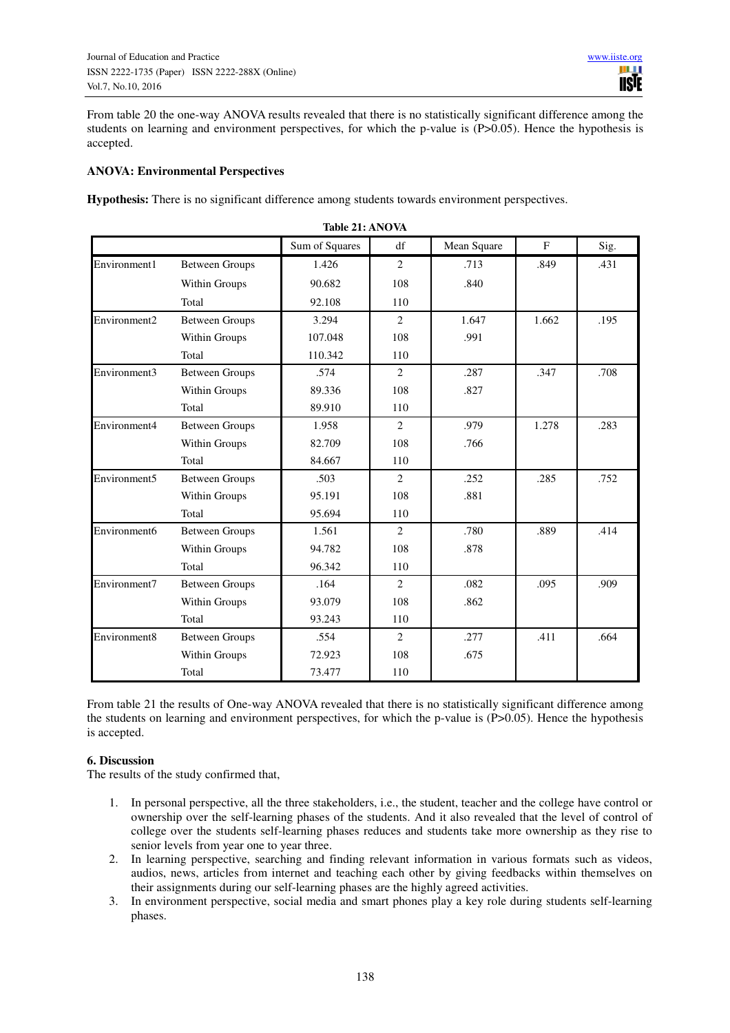From table 20 the one-way ANOVA results revealed that there is no statistically significant difference among the students on learning and environment perspectives, for which the p-value is (P>0.05). Hence the hypothesis is accepted.

**ANOVA: Environmental Perspectives**

**Hypothesis:** There is no significant difference among students towards environment perspectives.

**Table 21: ANOVA**

| | | Sum of Squares | df | Mean Square | F | Sig. |
|---|---|---|---|---|---|---|
| Environment1 | Between Groups | 1.426 | 2 | .713 | .849 | .431 |
| | Within Groups | 90.682 | 108 | .840 | | |
| | Total | 92.108 | 110 | | | |
| Environment2 | Between Groups | 3.294 | 2 | 1.647 | 1.662 | .195 |
| | Within Groups | 107.048 | 108 | .991 | | |
| | Total | 110.342 | 110 | | | |
| Environment3 | Between Groups | .574 | 2 | .287 | .347 | .708 |
| | Within Groups | 89.336 | 108 | .827 | | |
| | Total | 89.910 | 110 | | | |
| Environment4 | Between Groups | 1.958 | 2 | .979 | 1.278 | .283 |
| | Within Groups | 82.709 | 108 | .766 | | |
| | Total | 84.667 | 110 | | | |
| Environment5 | Between Groups | .503 | 2 | .252 | .285 | .752 |
| | Within Groups | 95.191 | 108 | .881 | | |
| | Total | 95.694 | 110 | | | |
| Environment6 | Between Groups | 1.561 | 2 | .780 | .889 | .414 |
| | Within Groups | 94.782 | 108 | .878 | | |
| | Total | 96.342 | 110 | | | |
| Environment7 | Between Groups | .164 | 2 | .082 | .095 | .909 |
| | Within Groups | 93.079 | 108 | .862 | | |
| | Total | 93.243 | 110 | | | |
| Environment8 | Between Groups | .554 | 2 | .277 | .411 | .664 |
| | Within Groups | 72.923 | 108 | .675 | | |
| | Total | 73.477 | 110 | | | |

From table 21 the results of One-way ANOVA revealed that there is no statistically significant difference among the students on learning and environment perspectives, for which the p-value is (P>0.05). Hence the hypothesis is accepted.

## 6. Discussion

The results of the study confirmed that,

1. In personal perspective, all the three stakeholders, i.e., the student, teacher and the college have control or ownership over the self-learning phases of the students. And it also revealed that the level of control of college over the students self-learning phases reduces and students take more ownership as they rise to senior levels from year one to year three.
2. In learning perspective, searching and finding relevant information in various formats such as videos, audios, news, articles from internet and teaching each other by giving feedbacks within themselves on their assignments during our self-learning phases are the highly agreed activities.
3. In environment perspective, social media and smart phones play a key role during students self-learning phases.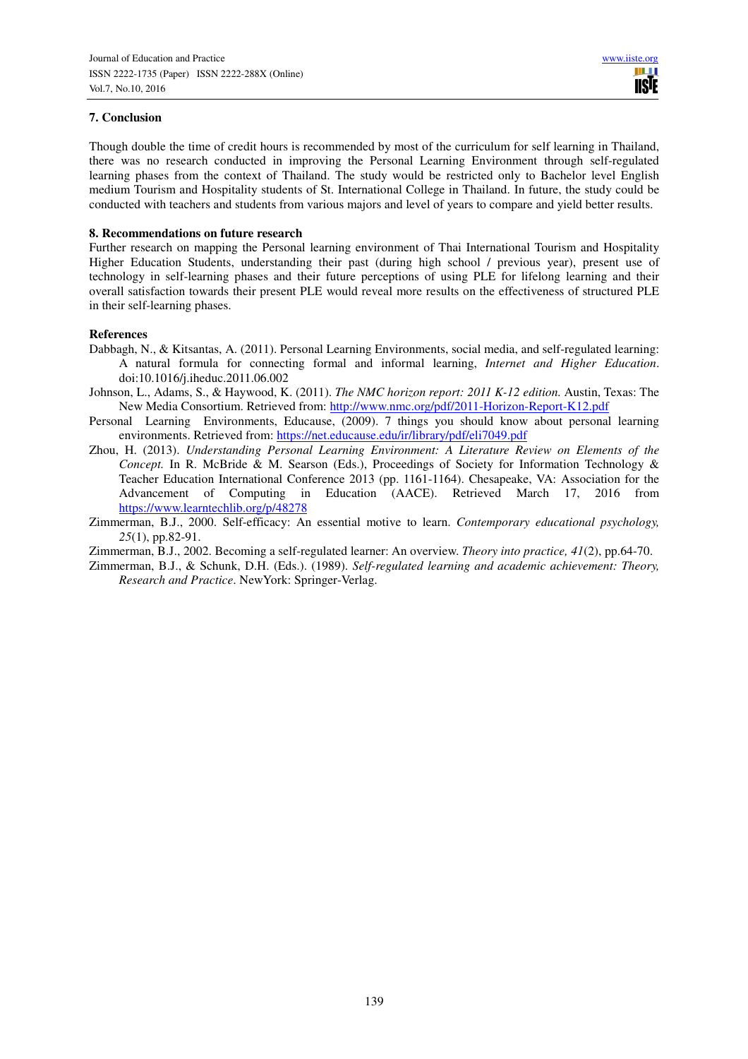## 7. Conclusion

Though double the time of credit hours is recommended by most of the curriculum for self learning in Thailand, there was no research conducted in improving the Personal Learning Environment through self-regulated learning phases from the context of Thailand. The study would be restricted only to Bachelor level English medium Tourism and Hospitality students of St. International College in Thailand. In future, the study could be conducted with teachers and students from various majors and level of years to compare and yield better results.

## 8. Recommendations on future research

Further research on mapping the Personal learning environment of Thai International Tourism and Hospitality Higher Education Students, understanding their past (during high school / previous year), present use of technology in self-learning phases and their future perceptions of using PLE for lifelong learning and their overall satisfaction towards their present PLE would reveal more results on the effectiveness of structured PLE in their self-learning phases.

## References

Dabbagh, N., & Kitsantas, A. (2011). Personal Learning Environments, social media, and self-regulated learning: A natural formula for connecting formal and informal learning, *Internet and Higher Education*. doi:10.1016/j.iheduc.2011.06.002

Johnson, L., Adams, S., & Haywood, K. (2011). *The NMC horizon report: 2011 K-12 edition.* Austin, Texas: The New Media Consortium. Retrieved from: http://www.nmc.org/pdf/2011-Horizon-Report-K12.pdf

Personal Learning Environments, Educause, (2009). 7 things you should know about personal learning environments. Retrieved from: https://net.educause.edu/ir/library/pdf/eli7049.pdf

Zhou, H. (2013). *Understanding Personal Learning Environment: A Literature Review on Elements of the Concept.* In R. McBride & M. Searson (Eds.), Proceedings of Society for Information Technology & Teacher Education International Conference 2013 (pp. 1161-1164). Chesapeake, VA: Association for the Advancement of Computing in Education (AACE). Retrieved March 17, 2016 from https://www.learntechlib.org/p/48278

Zimmerman, B.J., 2000. Self-efficacy: An essential motive to learn. *Contemporary educational psychology, 25*(1), pp.82-91.

Zimmerman, B.J., 2002. Becoming a self-regulated learner: An overview. *Theory into practice, 41*(2), pp.64-70.

Zimmerman, B.J., & Schunk, D.H. (Eds.). (1989). *Self-regulated learning and academic achievement: Theory, Research and Practice*. NewYork: Springer-Verlag.